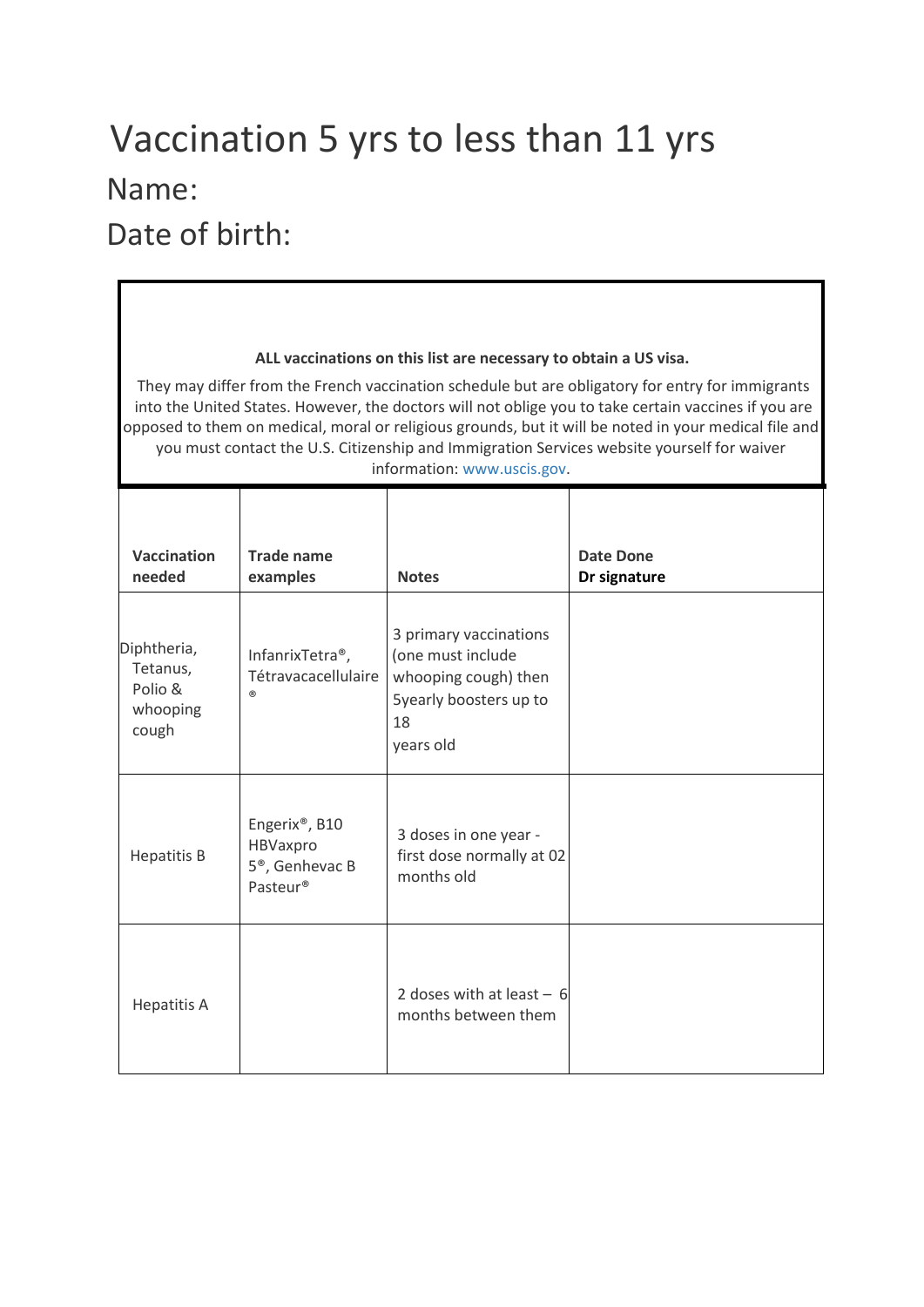# Vaccination 5 yrs to less than 11 yrs

## Name:

## Date of birth:

**ALL vaccinations on this list are necessary to obtain a US visa.**

They may differ from the French vaccination schedule but are obligatory for entry for immigrants into the United States. However, the doctors will not oblige you to take certain vaccines if you are opposed to them on medical, moral or religious grounds, but it will be noted in your medical file and you must contact the U.S. Citizenship and Immigration Services website yourself for waiver information: www.uscis.gov.

| **Vaccination needed** | **Trade name examples** | **Notes** | **Date Done Dr signature** |
|---|---|---|---|
| Diphtheria, Tetanus, Polio & whooping cough | InfanrixTetra®, Tétravacacellulaire® | 3 primary vaccinations (one must include whooping cough) then 5yearly boosters up to 18 years old | |
| Hepatitis B | Engerix®, B10 HBVaxpro 5®, Genhevac B Pasteur® | 3 doses in one year - first dose normally at 02 months old | |
| Hepatitis A | | 2 doses with at least – 6 months between them | |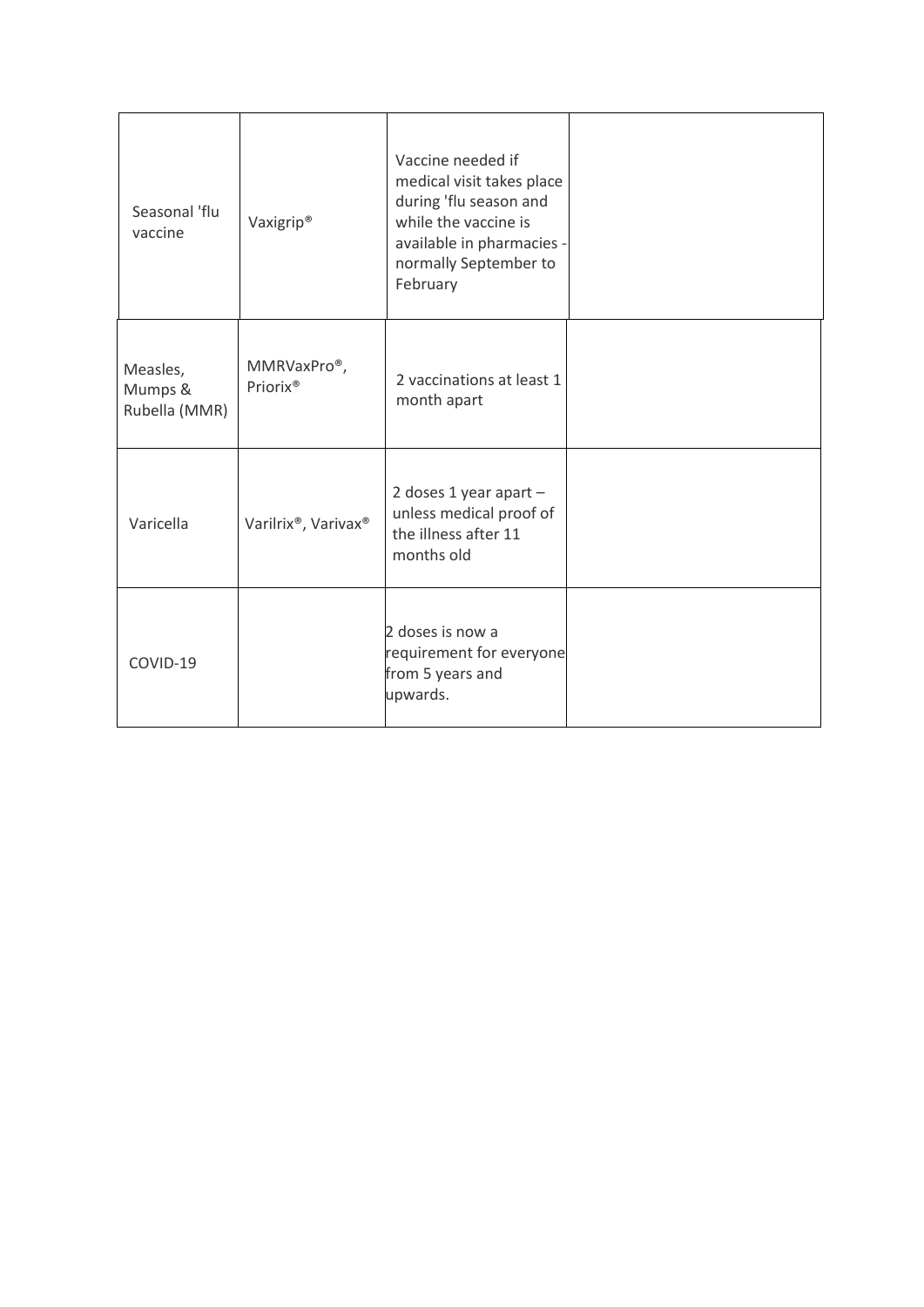| | | | |
|---|---|---|---|
| Seasonal 'flu vaccine | Vaxigrip® | Vaccine needed if medical visit takes place during 'flu season and while the vaccine is available in pharmacies - normally September to February | |
| Measles, Mumps & Rubella (MMR) | MMRVaxPro®, Priorix® | 2 vaccinations at least 1 month apart | |
| Varicella | Varilrix®, Varivax® | 2 doses 1 year apart – unless medical proof of the illness after 11 months old | |
| COVID-19 | | 2 doses is now a requirement for everyone from 5 years and upwards. | |